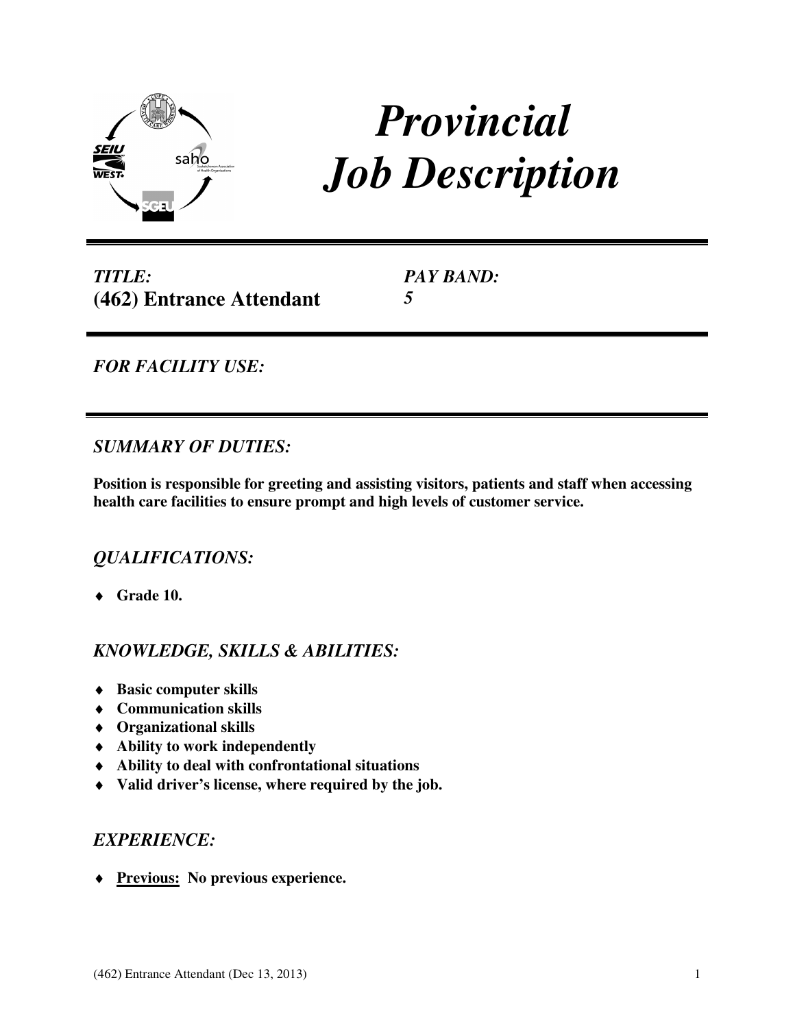# *Provincial Job Description*

*TITLE:*
**(462) Entrance Attendant**

*PAY BAND:*
***5***

*FOR FACILITY USE:*

## *SUMMARY OF DUTIES:*

**Position is responsible for greeting and assisting visitors, patients and staff when accessing health care facilities to ensure prompt and high levels of customer service.**

## *QUALIFICATIONS:*

- **Grade 10.**

## *KNOWLEDGE, SKILLS & ABILITIES:*

- **Basic computer skills**
- **Communication skills**
- **Organizational skills**
- **Ability to work independently**
- **Ability to deal with confrontational situations**
- **Valid driver's license, where required by the job.**

## *EXPERIENCE:*

- **<u>Previous:</u> No previous experience.**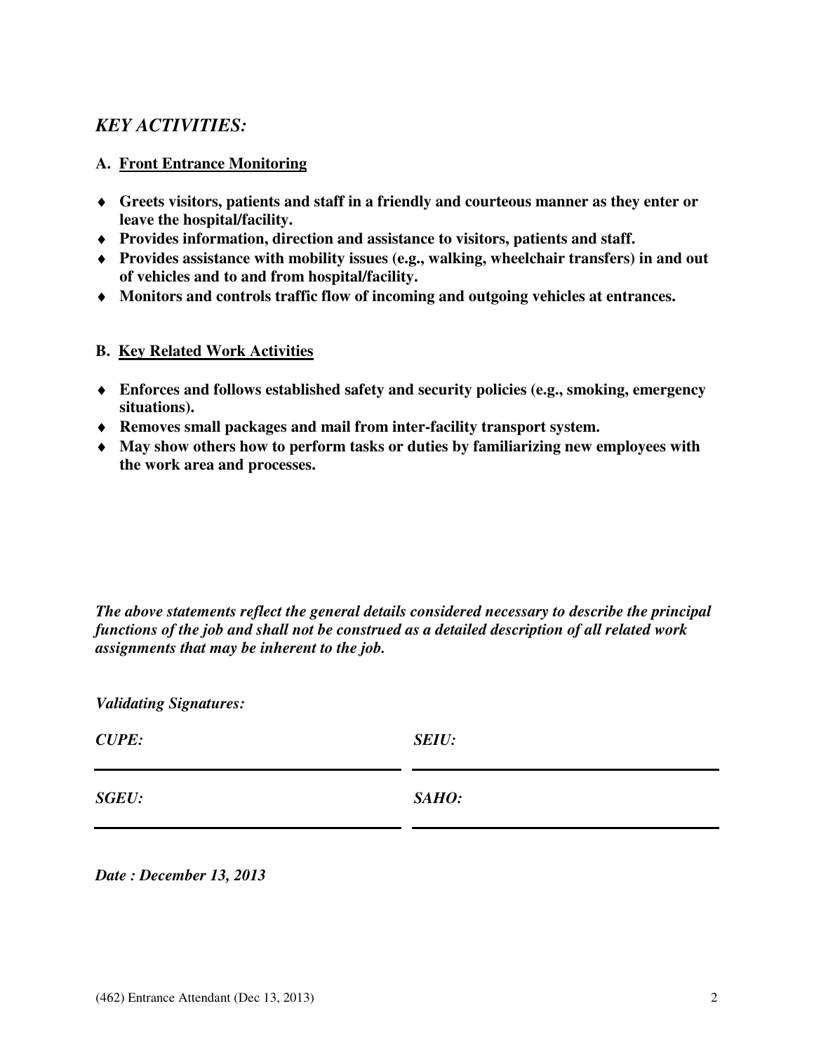## *KEY ACTIVITIES:*

### A. Front Entrance Monitoring

- **Greets visitors, patients and staff in a friendly and courteous manner as they enter or leave the hospital/facility.**
- **Provides information, direction and assistance to visitors, patients and staff.**
- **Provides assistance with mobility issues (e.g., walking, wheelchair transfers) in and out of vehicles and to and from hospital/facility.**
- **Monitors and controls traffic flow of incoming and outgoing vehicles at entrances.**

### B. Key Related Work Activities

- **Enforces and follows established safety and security policies (e.g., smoking, emergency situations).**
- **Removes small packages and mail from inter-facility transport system.**
- **May show others how to perform tasks or duties by familiarizing new employees with the work area and processes.**

***The above statements reflect the general details considered necessary to describe the principal functions of the job and shall not be construed as a detailed description of all related work assignments that may be inherent to the job.***

***Validating Signatures:***

***CUPE:*** ______________________ ***SEIU:*** ______________________

***SGEU:*** ______________________ ***SAHO:*** ______________________

***Date : December 13, 2013***